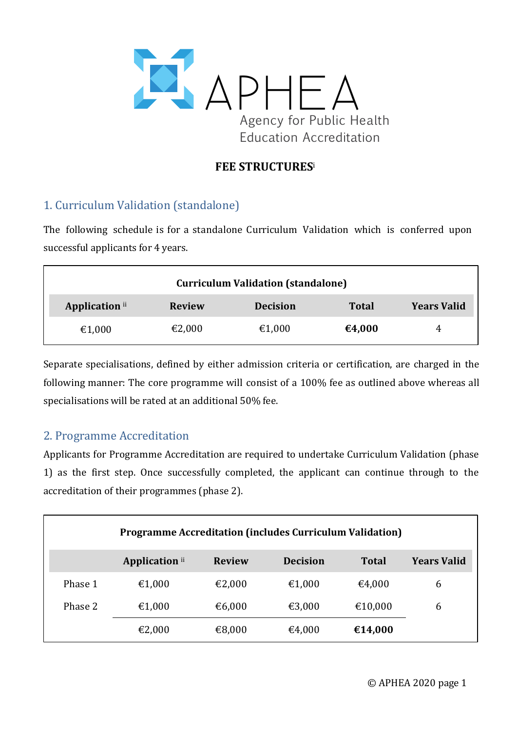APHEA

Agency for Public Health Education Accreditation

**FEE STRUCTURES**[i]

## 1. Curriculum Validation (standalone)

The following schedule is for a standalone Curriculum Validation which is conferred upon successful applicants for 4 years.

| Curriculum Validation (standalone) | | | | |
|---|---|---|---|---|
| Application [ii] | Review | Decision | Total | Years Valid |
| €1,000 | €2,000 | €1,000 | **€4,000** | 4 |

Separate specialisations, defined by either admission criteria or certification, are charged in the following manner: The core programme will consist of a 100% fee as outlined above whereas all specialisations will be rated at an additional 50% fee.

## 2. Programme Accreditation

Applicants for Programme Accreditation are required to undertake Curriculum Validation (phase 1) as the first step. Once successfully completed, the applicant can continue through to the accreditation of their programmes (phase 2).

| Programme Accreditation (includes Curriculum Validation) | | | | | |
|---|---|---|---|---|---|
| | Application [ii] | Review | Decision | Total | Years Valid |
| Phase 1 | €1,000 | €2,000 | €1,000 | €4,000 | 6 |
| Phase 2 | €1,000 | €6,000 | €3,000 | €10,000 | 6 |
| | €2,000 | €8,000 | €4,000 | **€14,000** | |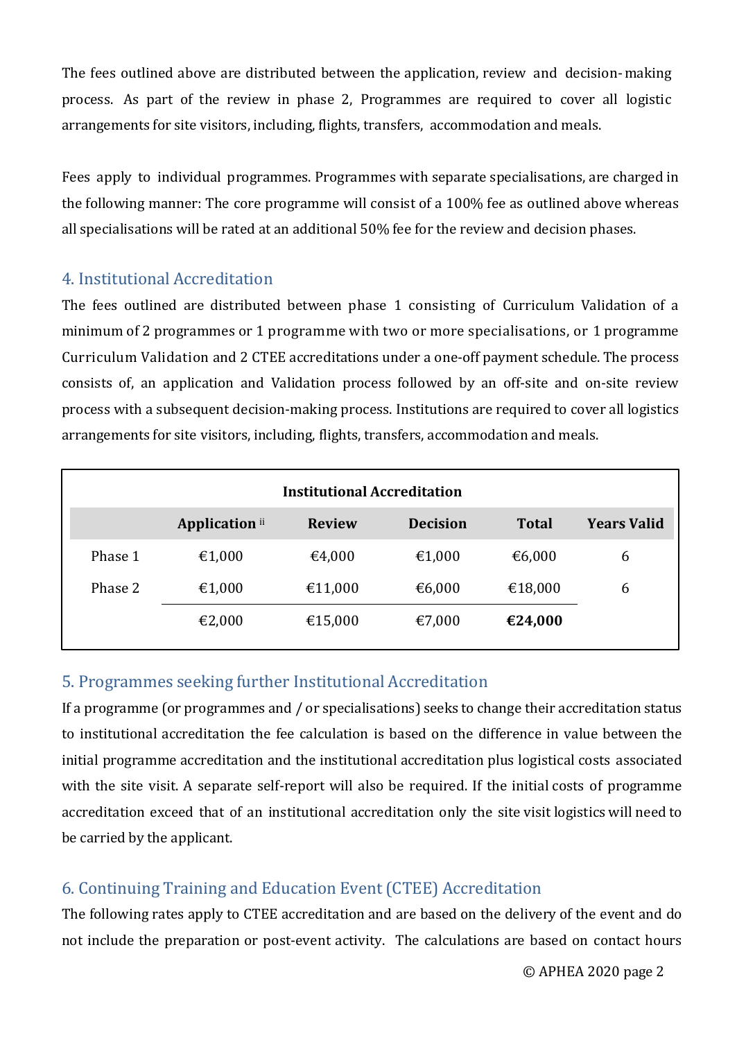The fees outlined above are distributed between the application, review and decision-making process. As part of the review in phase 2, Programmes are required to cover all logistic arrangements for site visitors, including, flights, transfers, accommodation and meals.

Fees apply to individual programmes. Programmes with separate specialisations, are charged in the following manner: The core programme will consist of a 100% fee as outlined above whereas all specialisations will be rated at an additional 50% fee for the review and decision phases.

## 4. Institutional Accreditation

The fees outlined are distributed between phase 1 consisting of Curriculum Validation of a minimum of 2 programmes or 1 programme with two or more specialisations, or 1 programme Curriculum Validation and 2 CTEE accreditations under a one-off payment schedule. The process consists of, an application and Validation process followed by an off-site and on-site review process with a subsequent decision-making process. Institutions are required to cover all logistics arrangements for site visitors, including, flights, transfers, accommodation and meals.

**Institutional Accreditation**

| | Application [ii] | Review | Decision | Total | Years Valid |
|---|---|---|---|---|---|
| Phase 1 | €1,000 | €4,000 | €1,000 | €6,000 | 6 |
| Phase 2 | €1,000 | €11,000 | €6,000 | €18,000 | 6 |
| | €2,000 | €15,000 | €7,000 | **€24,000** | |

## 5. Programmes seeking further Institutional Accreditation

If a programme (or programmes and / or specialisations) seeks to change their accreditation status to institutional accreditation the fee calculation is based on the difference in value between the initial programme accreditation and the institutional accreditation plus logistical costs associated with the site visit. A separate self-report will also be required. If the initial costs of programme accreditation exceed that of an institutional accreditation only the site visit logistics will need to be carried by the applicant.

## 6. Continuing Training and Education Event (CTEE) Accreditation

The following rates apply to CTEE accreditation and are based on the delivery of the event and do not include the preparation or post-event activity. The calculations are based on contact hours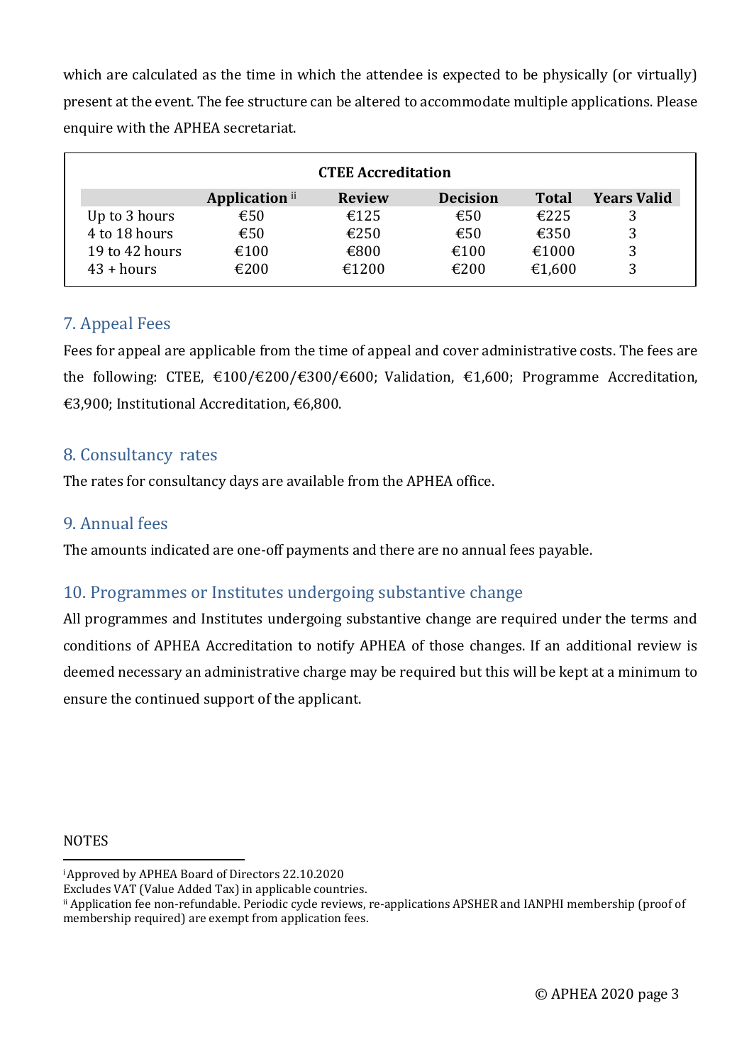which are calculated as the time in which the attendee is expected to be physically (or virtually) present at the event. The fee structure can be altered to accommodate multiple applications. Please enquire with the APHEA secretariat.

**CTEE Accreditation**

| | Application [ii] | Review | Decision | Total | Years Valid |
|---|---|---|---|---|---|
| Up to 3 hours | €50 | €125 | €50 | €225 | 3 |
| 4 to 18 hours | €50 | €250 | €50 | €350 | 3 |
| 19 to 42 hours | €100 | €800 | €100 | €1000 | 3 |
| 43 + hours | €200 | €1200 | €200 | €1,600 | 3 |

## 7. Appeal Fees

Fees for appeal are applicable from the time of appeal and cover administrative costs. The fees are the following: CTEE, €100/€200/€300/€600; Validation, €1,600; Programme Accreditation, €3,900; Institutional Accreditation, €6,800.

## 8. Consultancy rates

The rates for consultancy days are available from the APHEA office.

## 9. Annual fees

The amounts indicated are one-off payments and there are no annual fees payable.

## 10. Programmes or Institutes undergoing substantive change

All programmes and Institutes undergoing substantive change are required under the terms and conditions of APHEA Accreditation to notify APHEA of those changes. If an additional review is deemed necessary an administrative charge may be required but this will be kept at a minimum to ensure the continued support of the applicant.

NOTES

[i] Approved by APHEA Board of Directors 22.10.2020
Excludes VAT (Value Added Tax) in applicable countries.
[ii] Application fee non-refundable. Periodic cycle reviews, re-applications APSHER and IANPHI membership (proof of membership required) are exempt from application fees.

© APHEA 2020